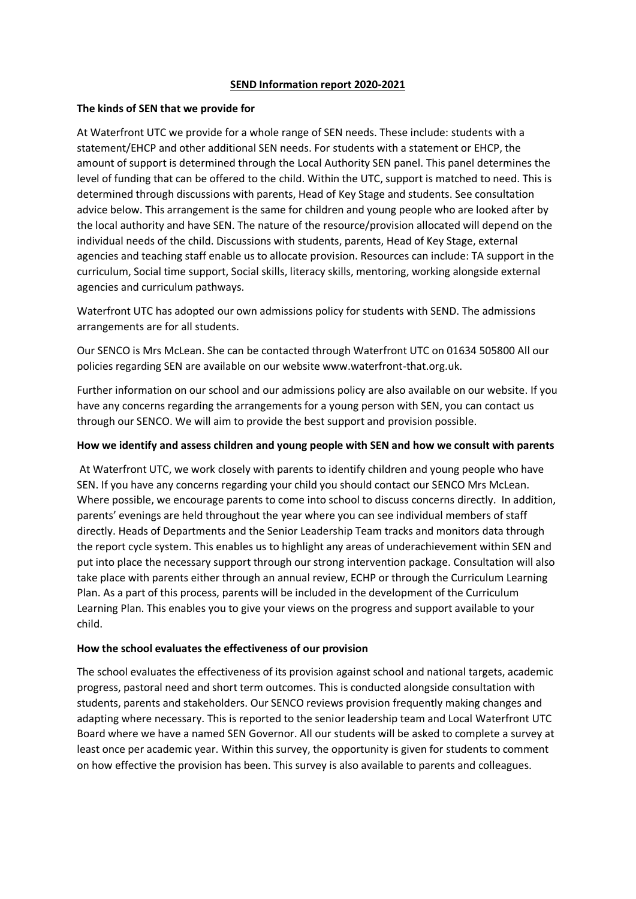# SEND Information report 2020-2021

## The kinds of SEN that we provide for

At Waterfront UTC we provide for a whole range of SEN needs. These include: students with a statement/EHCP and other additional SEN needs. For students with a statement or EHCP, the amount of support is determined through the Local Authority SEN panel. This panel determines the level of funding that can be offered to the child. Within the UTC, support is matched to need. This is determined through discussions with parents, Head of Key Stage and students. See consultation advice below. This arrangement is the same for children and young people who are looked after by the local authority and have SEN. The nature of the resource/provision allocated will depend on the individual needs of the child. Discussions with students, parents, Head of Key Stage, external agencies and teaching staff enable us to allocate provision. Resources can include: TA support in the curriculum, Social time support, Social skills, literacy skills, mentoring, working alongside external agencies and curriculum pathways.

Waterfront UTC has adopted our own admissions policy for students with SEND. The admissions arrangements are for all students.

Our SENCO is Mrs McLean. She can be contacted through Waterfront UTC on 01634 505800 All our policies regarding SEN are available on our website www.waterfront-that.org.uk.

Further information on our school and our admissions policy are also available on our website. If you have any concerns regarding the arrangements for a young person with SEN, you can contact us through our SENCO. We will aim to provide the best support and provision possible.

## How we identify and assess children and young people with SEN and how we consult with parents

At Waterfront UTC, we work closely with parents to identify children and young people who have SEN. If you have any concerns regarding your child you should contact our SENCO Mrs McLean. Where possible, we encourage parents to come into school to discuss concerns directly. In addition, parents' evenings are held throughout the year where you can see individual members of staff directly. Heads of Departments and the Senior Leadership Team tracks and monitors data through the report cycle system. This enables us to highlight any areas of underachievement within SEN and put into place the necessary support through our strong intervention package. Consultation will also take place with parents either through an annual review, ECHP or through the Curriculum Learning Plan. As a part of this process, parents will be included in the development of the Curriculum Learning Plan. This enables you to give your views on the progress and support available to your child.

## How the school evaluates the effectiveness of our provision

The school evaluates the effectiveness of its provision against school and national targets, academic progress, pastoral need and short term outcomes. This is conducted alongside consultation with students, parents and stakeholders. Our SENCO reviews provision frequently making changes and adapting where necessary. This is reported to the senior leadership team and Local Waterfront UTC Board where we have a named SEN Governor. All our students will be asked to complete a survey at least once per academic year. Within this survey, the opportunity is given for students to comment on how effective the provision has been. This survey is also available to parents and colleagues.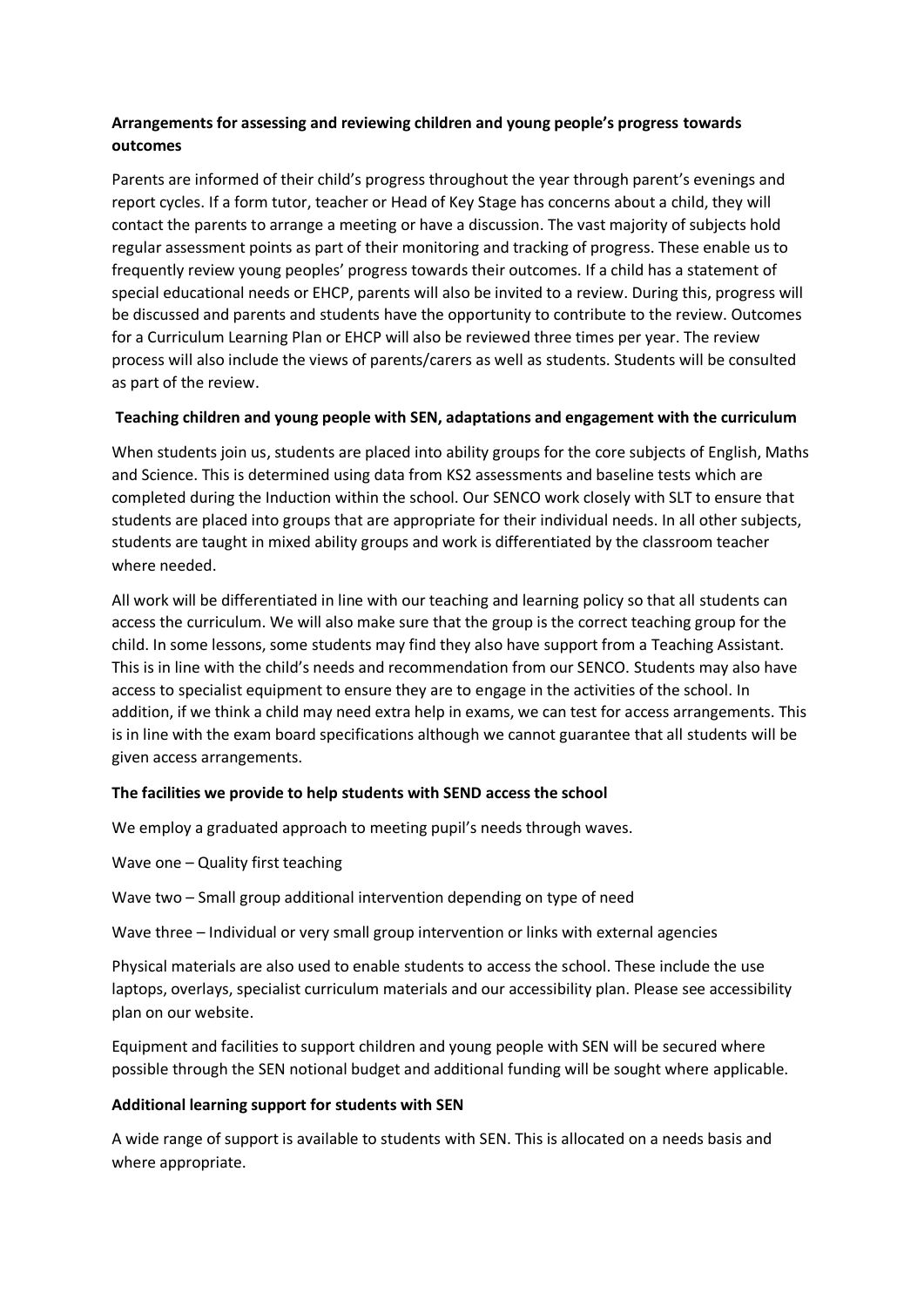**Arrangements for assessing and reviewing children and young people's progress towards outcomes**

Parents are informed of their child's progress throughout the year through parent's evenings and report cycles. If a form tutor, teacher or Head of Key Stage has concerns about a child, they will contact the parents to arrange a meeting or have a discussion. The vast majority of subjects hold regular assessment points as part of their monitoring and tracking of progress. These enable us to frequently review young peoples' progress towards their outcomes. If a child has a statement of special educational needs or EHCP, parents will also be invited to a review. During this, progress will be discussed and parents and students have the opportunity to contribute to the review. Outcomes for a Curriculum Learning Plan or EHCP will also be reviewed three times per year. The review process will also include the views of parents/carers as well as students. Students will be consulted as part of the review.

**Teaching children and young people with SEN, adaptations and engagement with the curriculum**

When students join us, students are placed into ability groups for the core subjects of English, Maths and Science. This is determined using data from KS2 assessments and baseline tests which are completed during the Induction within the school. Our SENCO work closely with SLT to ensure that students are placed into groups that are appropriate for their individual needs. In all other subjects, students are taught in mixed ability groups and work is differentiated by the classroom teacher where needed.

All work will be differentiated in line with our teaching and learning policy so that all students can access the curriculum. We will also make sure that the group is the correct teaching group for the child. In some lessons, some students may find they also have support from a Teaching Assistant. This is in line with the child's needs and recommendation from our SENCO. Students may also have access to specialist equipment to ensure they are to engage in the activities of the school. In addition, if we think a child may need extra help in exams, we can test for access arrangements. This is in line with the exam board specifications although we cannot guarantee that all students will be given access arrangements.

**The facilities we provide to help students with SEND access the school**

We employ a graduated approach to meeting pupil's needs through waves.

Wave one – Quality first teaching

Wave two – Small group additional intervention depending on type of need

Wave three – Individual or very small group intervention or links with external agencies

Physical materials are also used to enable students to access the school. These include the use laptops, overlays, specialist curriculum materials and our accessibility plan. Please see accessibility plan on our website.

Equipment and facilities to support children and young people with SEN will be secured where possible through the SEN notional budget and additional funding will be sought where applicable.

**Additional learning support for students with SEN**

A wide range of support is available to students with SEN. This is allocated on a needs basis and where appropriate.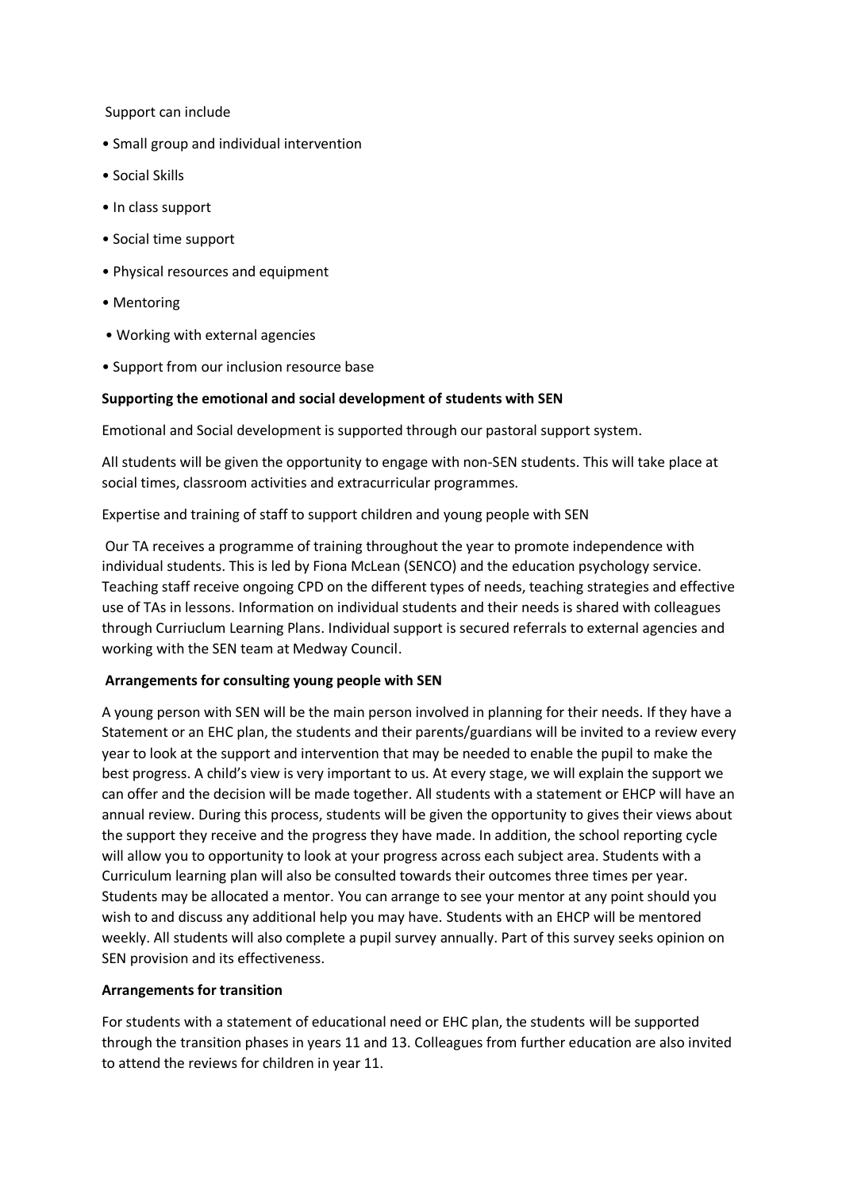Support can include

- Small group and individual intervention
- Social Skills
- In class support
- Social time support
- Physical resources and equipment
- Mentoring
- Working with external agencies
- Support from our inclusion resource base

**Supporting the emotional and social development of students with SEN**

Emotional and Social development is supported through our pastoral support system.

All students will be given the opportunity to engage with non-SEN students. This will take place at social times, classroom activities and extracurricular programmes.

Expertise and training of staff to support children and young people with SEN

Our TA receives a programme of training throughout the year to promote independence with individual students. This is led by Fiona McLean (SENCO) and the education psychology service. Teaching staff receive ongoing CPD on the different types of needs, teaching strategies and effective use of TAs in lessons. Information on individual students and their needs is shared with colleagues through Curriuclum Learning Plans. Individual support is secured referrals to external agencies and working with the SEN team at Medway Council.

**Arrangements for consulting young people with SEN**

A young person with SEN will be the main person involved in planning for their needs. If they have a Statement or an EHC plan, the students and their parents/guardians will be invited to a review every year to look at the support and intervention that may be needed to enable the pupil to make the best progress. A child's view is very important to us. At every stage, we will explain the support we can offer and the decision will be made together. All students with a statement or EHCP will have an annual review. During this process, students will be given the opportunity to gives their views about the support they receive and the progress they have made. In addition, the school reporting cycle will allow you to opportunity to look at your progress across each subject area. Students with a Curriculum learning plan will also be consulted towards their outcomes three times per year. Students may be allocated a mentor. You can arrange to see your mentor at any point should you wish to and discuss any additional help you may have. Students with an EHCP will be mentored weekly. All students will also complete a pupil survey annually. Part of this survey seeks opinion on SEN provision and its effectiveness.

**Arrangements for transition**

For students with a statement of educational need or EHC plan, the students will be supported through the transition phases in years 11 and 13. Colleagues from further education are also invited to attend the reviews for children in year 11.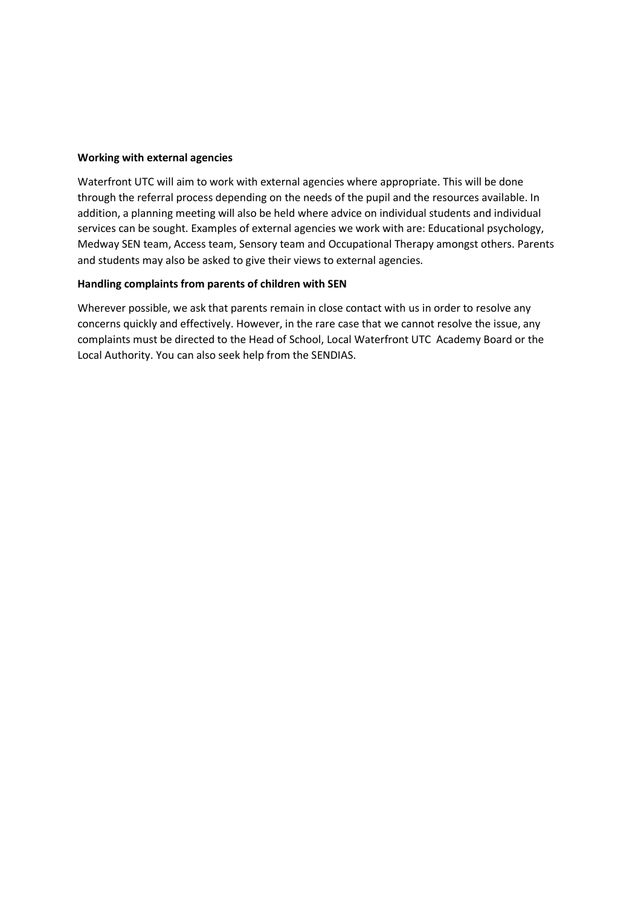**Working with external agencies**

Waterfront UTC will aim to work with external agencies where appropriate. This will be done through the referral process depending on the needs of the pupil and the resources available. In addition, a planning meeting will also be held where advice on individual students and individual services can be sought. Examples of external agencies we work with are: Educational psychology, Medway SEN team, Access team, Sensory team and Occupational Therapy amongst others. Parents and students may also be asked to give their views to external agencies.

**Handling complaints from parents of children with SEN**

Wherever possible, we ask that parents remain in close contact with us in order to resolve any concerns quickly and effectively. However, in the rare case that we cannot resolve the issue, any complaints must be directed to the Head of School, Local Waterfront UTC Academy Board or the Local Authority. You can also seek help from the SENDIAS.